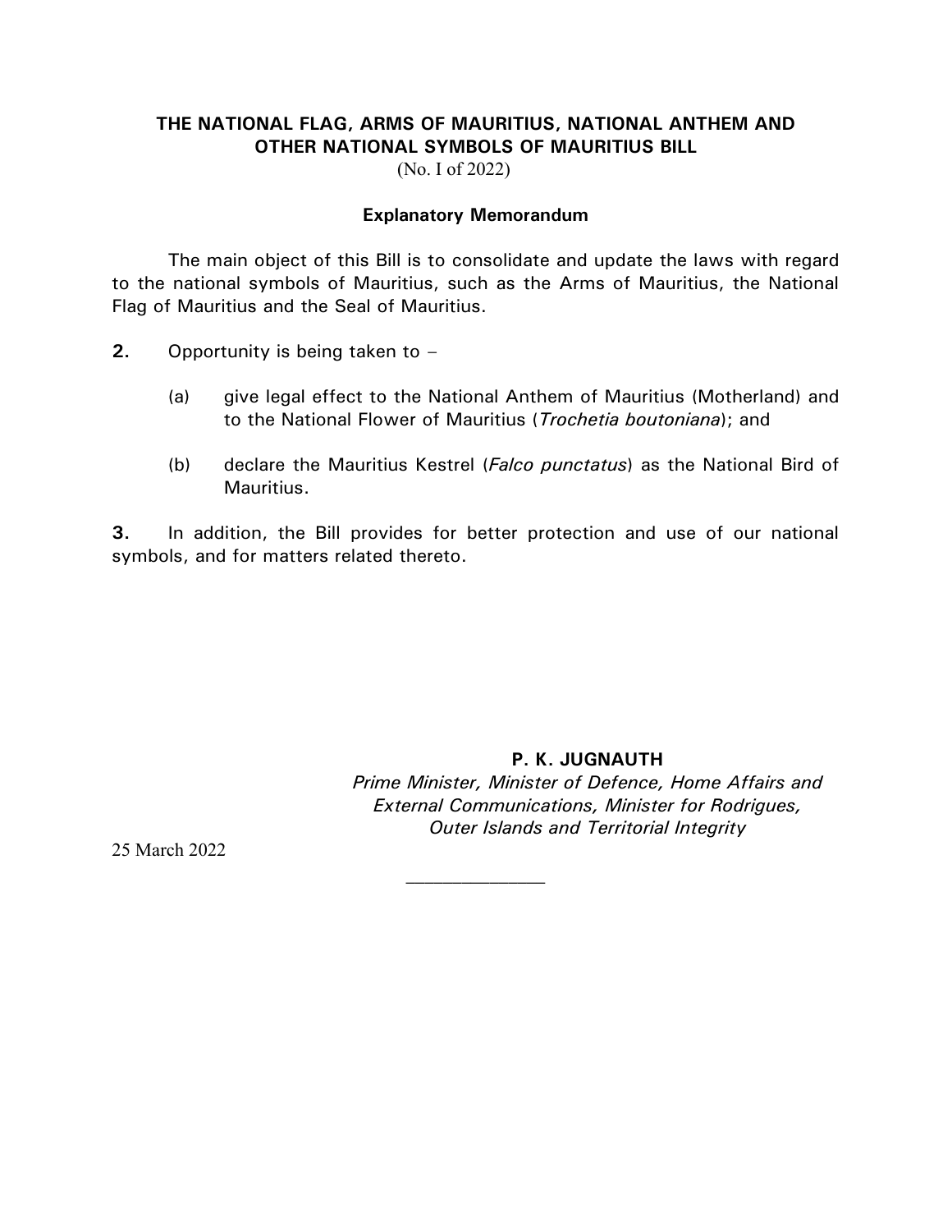# THE NATIONAL FLAG, ARMS OF MAURITIUS, NATIONAL ANTHEM AND OTHER NATIONAL SYMBOLS OF MAURITIUS BILL

(No. I of 2022)

## Explanatory Memorandum

The main object of this Bill is to consolidate and update the laws with regard to the national symbols of Mauritius, such as the Arms of Mauritius, the National Flag of Mauritius and the Seal of Mauritius.

**2.** Opportunity is being taken to –

(a) give legal effect to the National Anthem of Mauritius (Motherland) and to the National Flower of Mauritius (*Trochetia boutoniana*); and

(b) declare the Mauritius Kestrel (*Falco punctatus*) as the National Bird of Mauritius.

**3.** In addition, the Bill provides for better protection and use of our national symbols, and for matters related thereto.

**P. K. JUGNAUTH**
*Prime Minister, Minister of Defence, Home Affairs and External Communications, Minister for Rodrigues, Outer Islands and Territorial Integrity*

25 March 2022

______________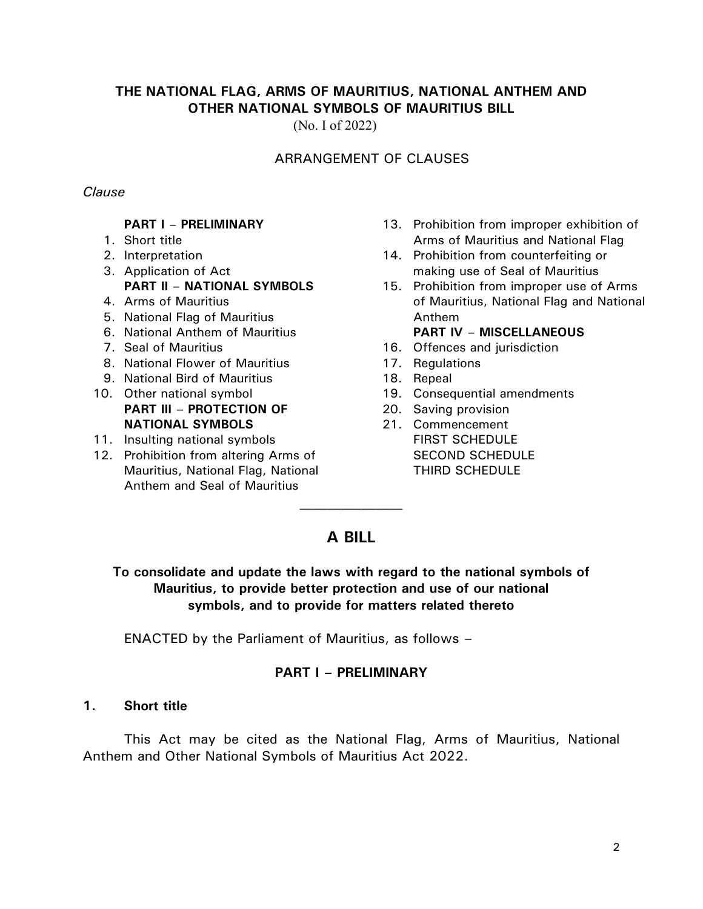# THE NATIONAL FLAG, ARMS OF MAURITIUS, NATIONAL ANTHEM AND OTHER NATIONAL SYMBOLS OF MAURITIUS BILL

(No. I of 2022)

ARRANGEMENT OF CLAUSES

*Clause*

**PART I – PRELIMINARY**

1. Short title
2. Interpretation
3. Application of Act

**PART II – NATIONAL SYMBOLS**

4. Arms of Mauritius
5. National Flag of Mauritius
6. National Anthem of Mauritius
7. Seal of Mauritius
8. National Flower of Mauritius
9. National Bird of Mauritius
10. Other national symbol

**PART III – PROTECTION OF NATIONAL SYMBOLS**

11. Insulting national symbols
12. Prohibition from altering Arms of Mauritius, National Flag, National Anthem and Seal of Mauritius
13. Prohibition from improper exhibition of Arms of Mauritius and National Flag
14. Prohibition from counterfeiting or making use of Seal of Mauritius
15. Prohibition from improper use of Arms of Mauritius, National Flag and National Anthem

**PART IV – MISCELLANEOUS**

16. Offences and jurisdiction
17. Regulations
18. Repeal
19. Consequential amendments
20. Saving provision
21. Commencement

FIRST SCHEDULE
SECOND SCHEDULE
THIRD SCHEDULE

---

## A BILL

**To consolidate and update the laws with regard to the national symbols of Mauritius, to provide better protection and use of our national symbols, and to provide for matters related thereto**

ENACTED by the Parliament of Mauritius, as follows –

### PART I – PRELIMINARY

**1. Short title**

This Act may be cited as the National Flag, Arms of Mauritius, National Anthem and Other National Symbols of Mauritius Act 2022.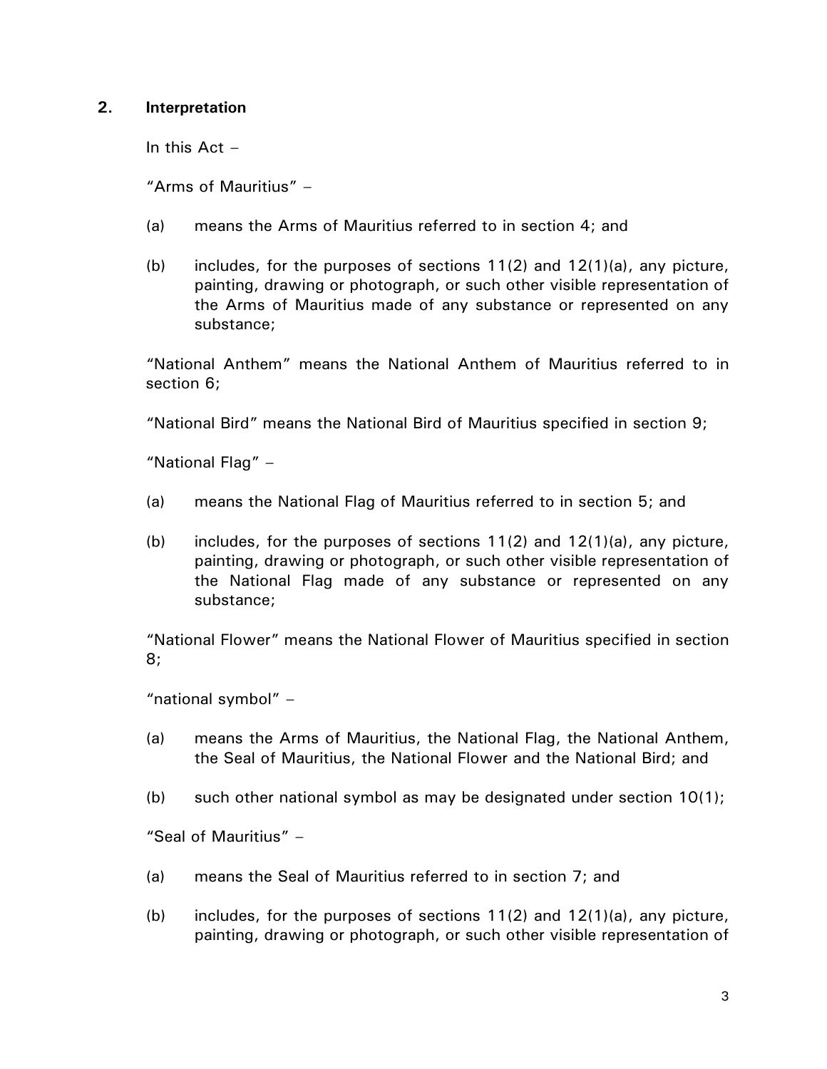## 2. Interpretation

In this Act –

"Arms of Mauritius" –

(a) means the Arms of Mauritius referred to in section 4; and

(b) includes, for the purposes of sections 11(2) and 12(1)(a), any picture, painting, drawing or photograph, or such other visible representation of the Arms of Mauritius made of any substance or represented on any substance;

"National Anthem" means the National Anthem of Mauritius referred to in section 6;

"National Bird" means the National Bird of Mauritius specified in section 9;

"National Flag" –

(a) means the National Flag of Mauritius referred to in section 5; and

(b) includes, for the purposes of sections 11(2) and 12(1)(a), any picture, painting, drawing or photograph, or such other visible representation of the National Flag made of any substance or represented on any substance;

"National Flower" means the National Flower of Mauritius specified in section 8;

"national symbol" –

(a) means the Arms of Mauritius, the National Flag, the National Anthem, the Seal of Mauritius, the National Flower and the National Bird; and

(b) such other national symbol as may be designated under section 10(1);

"Seal of Mauritius" –

(a) means the Seal of Mauritius referred to in section 7; and

(b) includes, for the purposes of sections 11(2) and 12(1)(a), any picture, painting, drawing or photograph, or such other visible representation of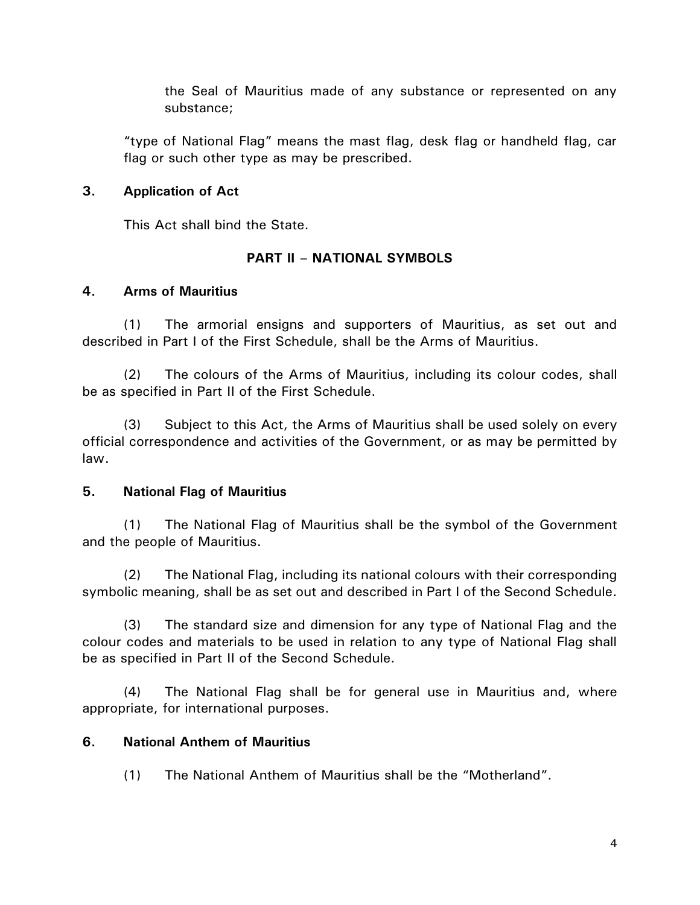the Seal of Mauritius made of any substance or represented on any substance;

"type of National Flag" means the mast flag, desk flag or handheld flag, car flag or such other type as may be prescribed.

**3. Application of Act**

This Act shall bind the State.

## PART II – NATIONAL SYMBOLS

**4. Arms of Mauritius**

(1) The armorial ensigns and supporters of Mauritius, as set out and described in Part I of the First Schedule, shall be the Arms of Mauritius.

(2) The colours of the Arms of Mauritius, including its colour codes, shall be as specified in Part II of the First Schedule.

(3) Subject to this Act, the Arms of Mauritius shall be used solely on every official correspondence and activities of the Government, or as may be permitted by law.

**5. National Flag of Mauritius**

(1) The National Flag of Mauritius shall be the symbol of the Government and the people of Mauritius.

(2) The National Flag, including its national colours with their corresponding symbolic meaning, shall be as set out and described in Part I of the Second Schedule.

(3) The standard size and dimension for any type of National Flag and the colour codes and materials to be used in relation to any type of National Flag shall be as specified in Part II of the Second Schedule.

(4) The National Flag shall be for general use in Mauritius and, where appropriate, for international purposes.

**6. National Anthem of Mauritius**

(1) The National Anthem of Mauritius shall be the "Motherland".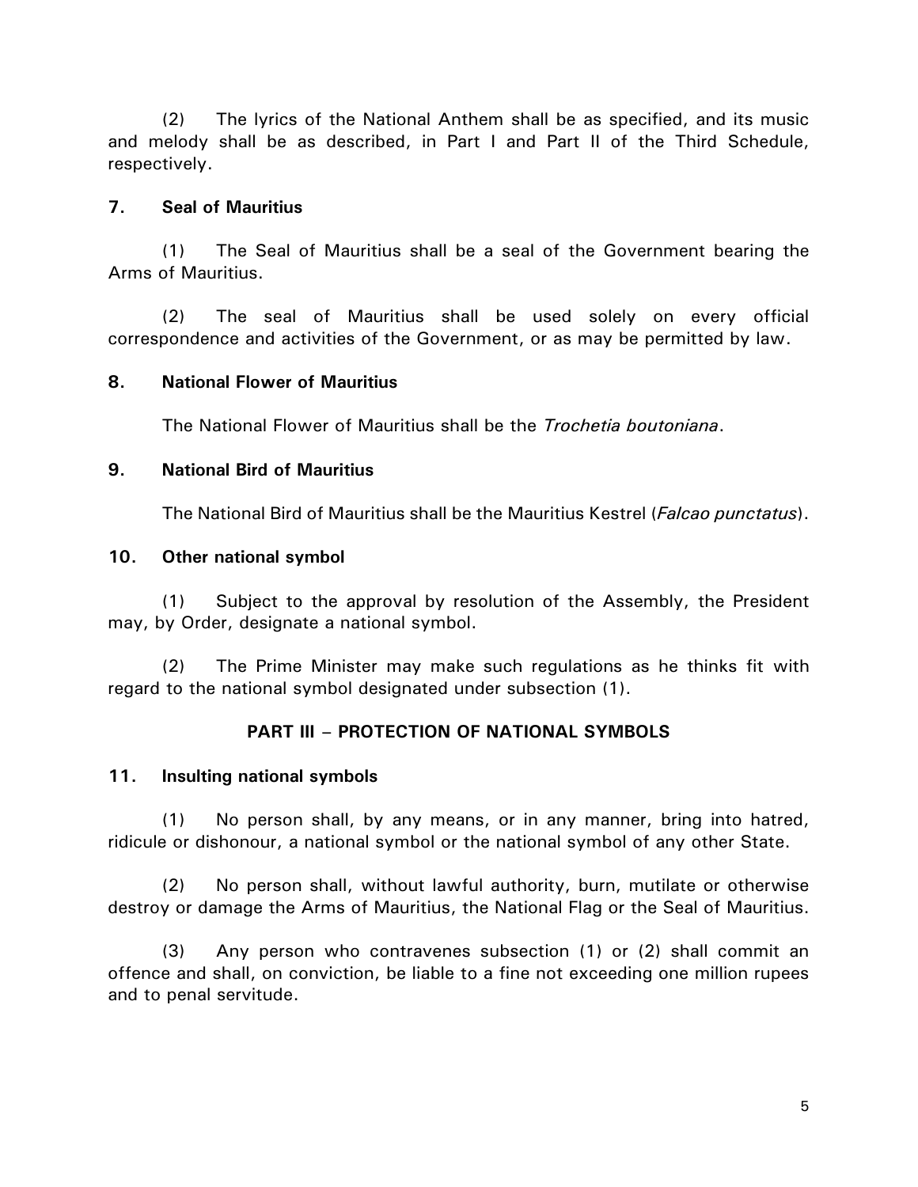(2) The lyrics of the National Anthem shall be as specified, and its music and melody shall be as described, in Part I and Part II of the Third Schedule, respectively.

**7. Seal of Mauritius**

(1) The Seal of Mauritius shall be a seal of the Government bearing the Arms of Mauritius.

(2) The seal of Mauritius shall be used solely on every official correspondence and activities of the Government, or as may be permitted by law.

**8. National Flower of Mauritius**

The National Flower of Mauritius shall be the *Trochetia boutoniana*.

**9. National Bird of Mauritius**

The National Bird of Mauritius shall be the Mauritius Kestrel (*Falcao punctatus*).

**10. Other national symbol**

(1) Subject to the approval by resolution of the Assembly, the President may, by Order, designate a national symbol.

(2) The Prime Minister may make such regulations as he thinks fit with regard to the national symbol designated under subsection (1).

## PART III – PROTECTION OF NATIONAL SYMBOLS

**11. Insulting national symbols**

(1) No person shall, by any means, or in any manner, bring into hatred, ridicule or dishonour, a national symbol or the national symbol of any other State.

(2) No person shall, without lawful authority, burn, mutilate or otherwise destroy or damage the Arms of Mauritius, the National Flag or the Seal of Mauritius.

(3) Any person who contravenes subsection (1) or (2) shall commit an offence and shall, on conviction, be liable to a fine not exceeding one million rupees and to penal servitude.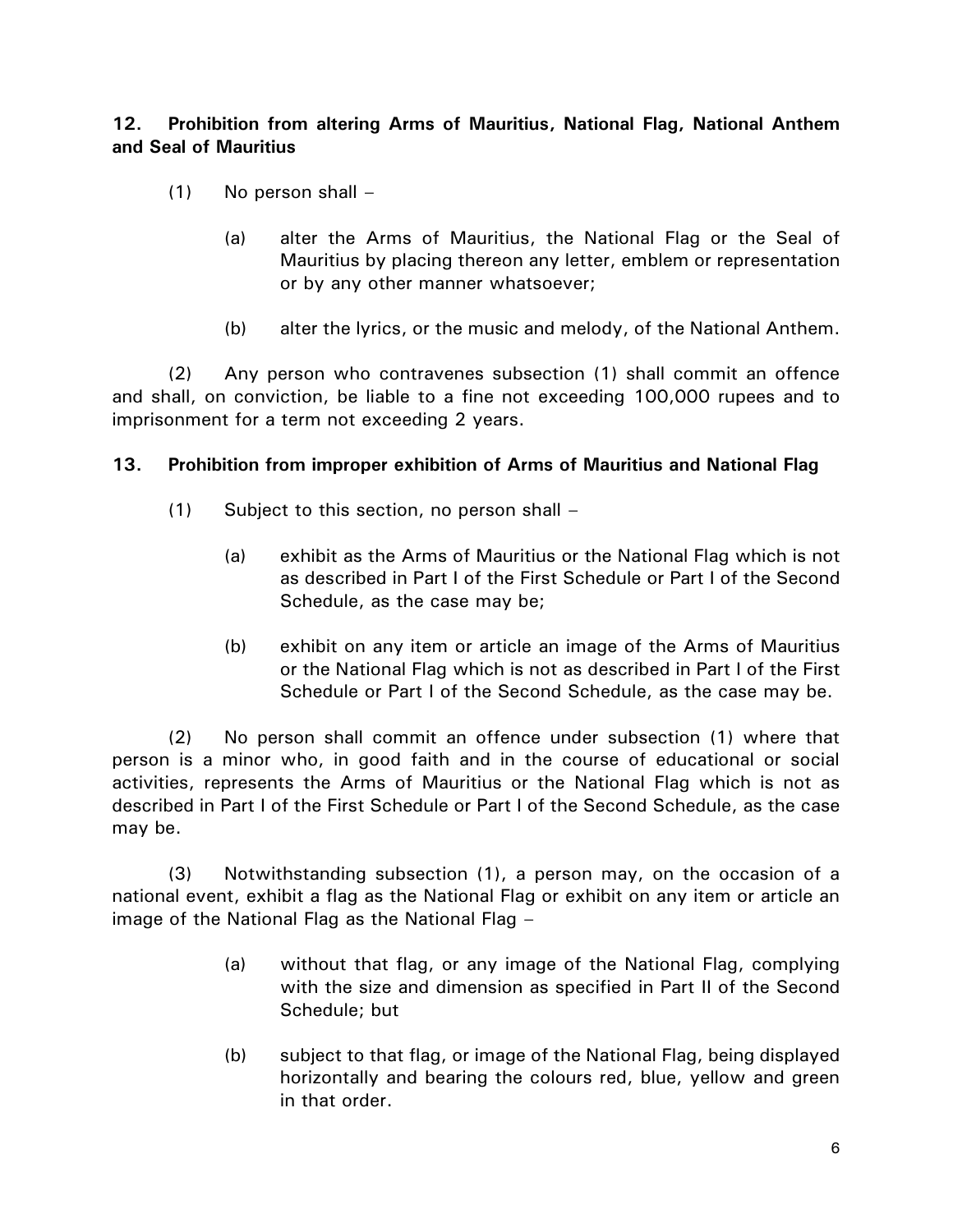**12. Prohibition from altering Arms of Mauritius, National Flag, National Anthem and Seal of Mauritius**

(1) No person shall –

(a) alter the Arms of Mauritius, the National Flag or the Seal of Mauritius by placing thereon any letter, emblem or representation or by any other manner whatsoever;

(b) alter the lyrics, or the music and melody, of the National Anthem.

(2) Any person who contravenes subsection (1) shall commit an offence and shall, on conviction, be liable to a fine not exceeding 100,000 rupees and to imprisonment for a term not exceeding 2 years.

**13. Prohibition from improper exhibition of Arms of Mauritius and National Flag**

(1) Subject to this section, no person shall –

(a) exhibit as the Arms of Mauritius or the National Flag which is not as described in Part I of the First Schedule or Part I of the Second Schedule, as the case may be;

(b) exhibit on any item or article an image of the Arms of Mauritius or the National Flag which is not as described in Part I of the First Schedule or Part I of the Second Schedule, as the case may be.

(2) No person shall commit an offence under subsection (1) where that person is a minor who, in good faith and in the course of educational or social activities, represents the Arms of Mauritius or the National Flag which is not as described in Part I of the First Schedule or Part I of the Second Schedule, as the case may be.

(3) Notwithstanding subsection (1), a person may, on the occasion of a national event, exhibit a flag as the National Flag or exhibit on any item or article an image of the National Flag as the National Flag –

(a) without that flag, or any image of the National Flag, complying with the size and dimension as specified in Part II of the Second Schedule; but

(b) subject to that flag, or image of the National Flag, being displayed horizontally and bearing the colours red, blue, yellow and green in that order.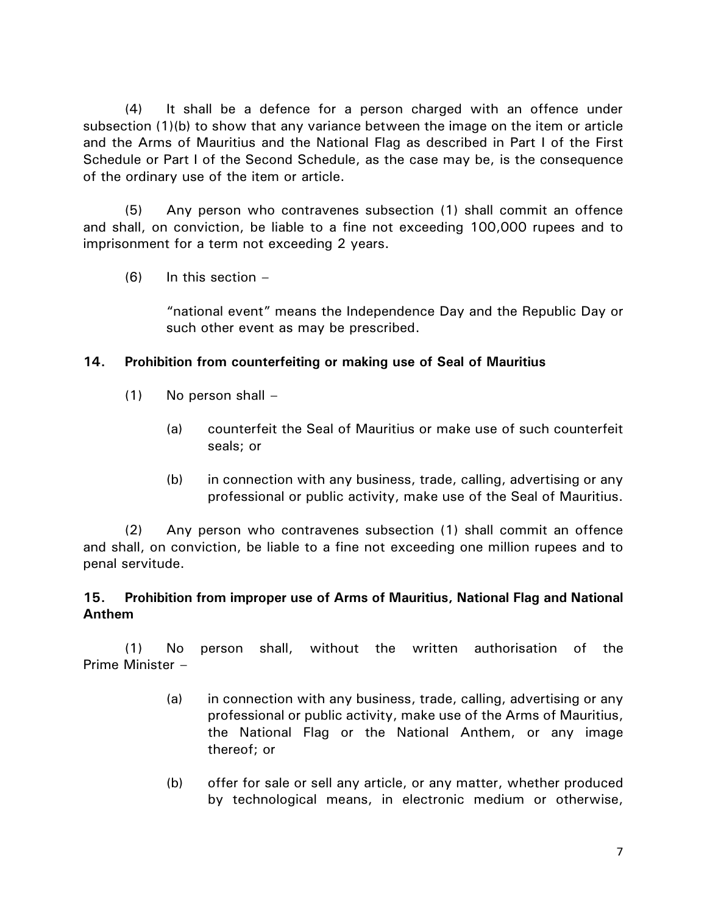(4) It shall be a defence for a person charged with an offence under subsection (1)(b) to show that any variance between the image on the item or article and the Arms of Mauritius and the National Flag as described in Part I of the First Schedule or Part I of the Second Schedule, as the case may be, is the consequence of the ordinary use of the item or article.

(5) Any person who contravenes subsection (1) shall commit an offence and shall, on conviction, be liable to a fine not exceeding 100,000 rupees and to imprisonment for a term not exceeding 2 years.

(6) In this section –

"national event" means the Independence Day and the Republic Day or such other event as may be prescribed.

**14. Prohibition from counterfeiting or making use of Seal of Mauritius**

(1) No person shall –

(a) counterfeit the Seal of Mauritius or make use of such counterfeit seals; or

(b) in connection with any business, trade, calling, advertising or any professional or public activity, make use of the Seal of Mauritius.

(2) Any person who contravenes subsection (1) shall commit an offence and shall, on conviction, be liable to a fine not exceeding one million rupees and to penal servitude.

**15. Prohibition from improper use of Arms of Mauritius, National Flag and National Anthem**

(1) No person shall, without the written authorisation of the Prime Minister –

(a) in connection with any business, trade, calling, advertising or any professional or public activity, make use of the Arms of Mauritius, the National Flag or the National Anthem, or any image thereof; or

(b) offer for sale or sell any article, or any matter, whether produced by technological means, in electronic medium or otherwise,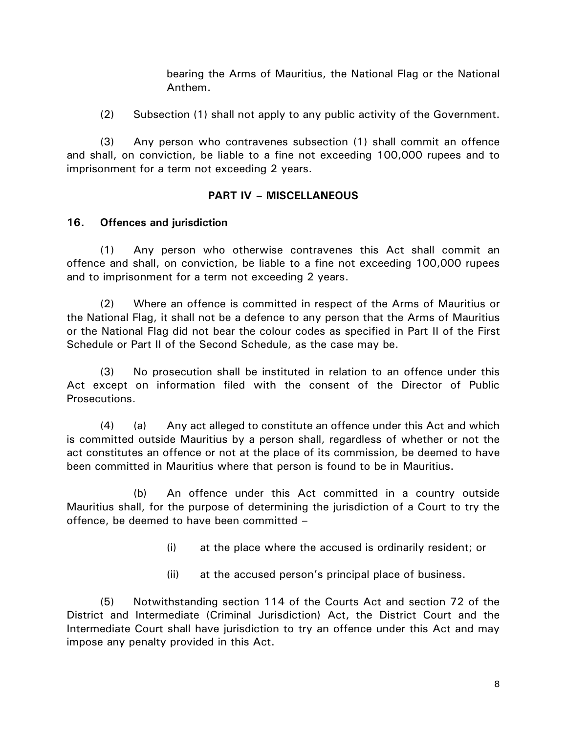bearing the Arms of Mauritius, the National Flag or the National Anthem.

(2) Subsection (1) shall not apply to any public activity of the Government.

(3) Any person who contravenes subsection (1) shall commit an offence and shall, on conviction, be liable to a fine not exceeding 100,000 rupees and to imprisonment for a term not exceeding 2 years.

## PART IV – MISCELLANEOUS

### 16. Offences and jurisdiction

(1) Any person who otherwise contravenes this Act shall commit an offence and shall, on conviction, be liable to a fine not exceeding 100,000 rupees and to imprisonment for a term not exceeding 2 years.

(2) Where an offence is committed in respect of the Arms of Mauritius or the National Flag, it shall not be a defence to any person that the Arms of Mauritius or the National Flag did not bear the colour codes as specified in Part II of the First Schedule or Part II of the Second Schedule, as the case may be.

(3) No prosecution shall be instituted in relation to an offence under this Act except on information filed with the consent of the Director of Public Prosecutions.

(4) (a) Any act alleged to constitute an offence under this Act and which is committed outside Mauritius by a person shall, regardless of whether or not the act constitutes an offence or not at the place of its commission, be deemed to have been committed in Mauritius where that person is found to be in Mauritius.

(b) An offence under this Act committed in a country outside Mauritius shall, for the purpose of determining the jurisdiction of a Court to try the offence, be deemed to have been committed –

(i) at the place where the accused is ordinarily resident; or

(ii) at the accused person's principal place of business.

(5) Notwithstanding section 114 of the Courts Act and section 72 of the District and Intermediate (Criminal Jurisdiction) Act, the District Court and the Intermediate Court shall have jurisdiction to try an offence under this Act and may impose any penalty provided in this Act.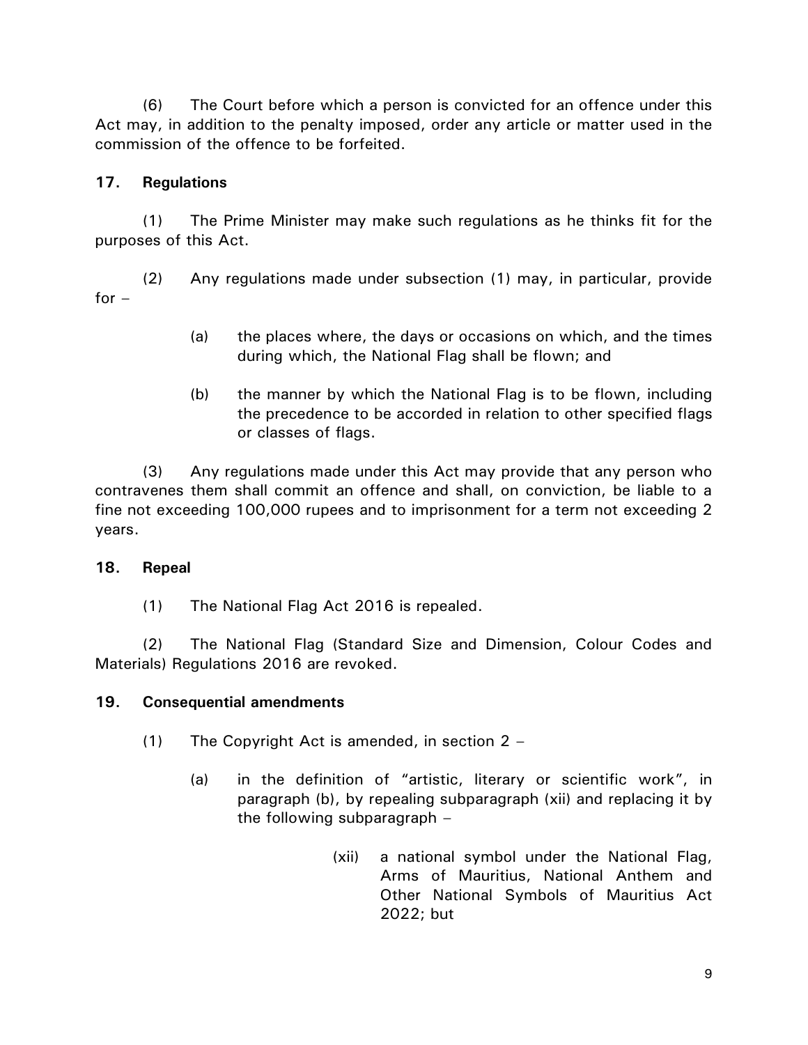(6) The Court before which a person is convicted for an offence under this Act may, in addition to the penalty imposed, order any article or matter used in the commission of the offence to be forfeited.

**17. Regulations**

(1) The Prime Minister may make such regulations as he thinks fit for the purposes of this Act.

(2) Any regulations made under subsection (1) may, in particular, provide for –

(a) the places where, the days or occasions on which, and the times during which, the National Flag shall be flown; and

(b) the manner by which the National Flag is to be flown, including the precedence to be accorded in relation to other specified flags or classes of flags.

(3) Any regulations made under this Act may provide that any person who contravenes them shall commit an offence and shall, on conviction, be liable to a fine not exceeding 100,000 rupees and to imprisonment for a term not exceeding 2 years.

**18. Repeal**

(1) The National Flag Act 2016 is repealed.

(2) The National Flag (Standard Size and Dimension, Colour Codes and Materials) Regulations 2016 are revoked.

**19. Consequential amendments**

(1) The Copyright Act is amended, in section 2 –

(a) in the definition of "artistic, literary or scientific work", in paragraph (b), by repealing subparagraph (xii) and replacing it by the following subparagraph –

(xii) a national symbol under the National Flag, Arms of Mauritius, National Anthem and Other National Symbols of Mauritius Act 2022; but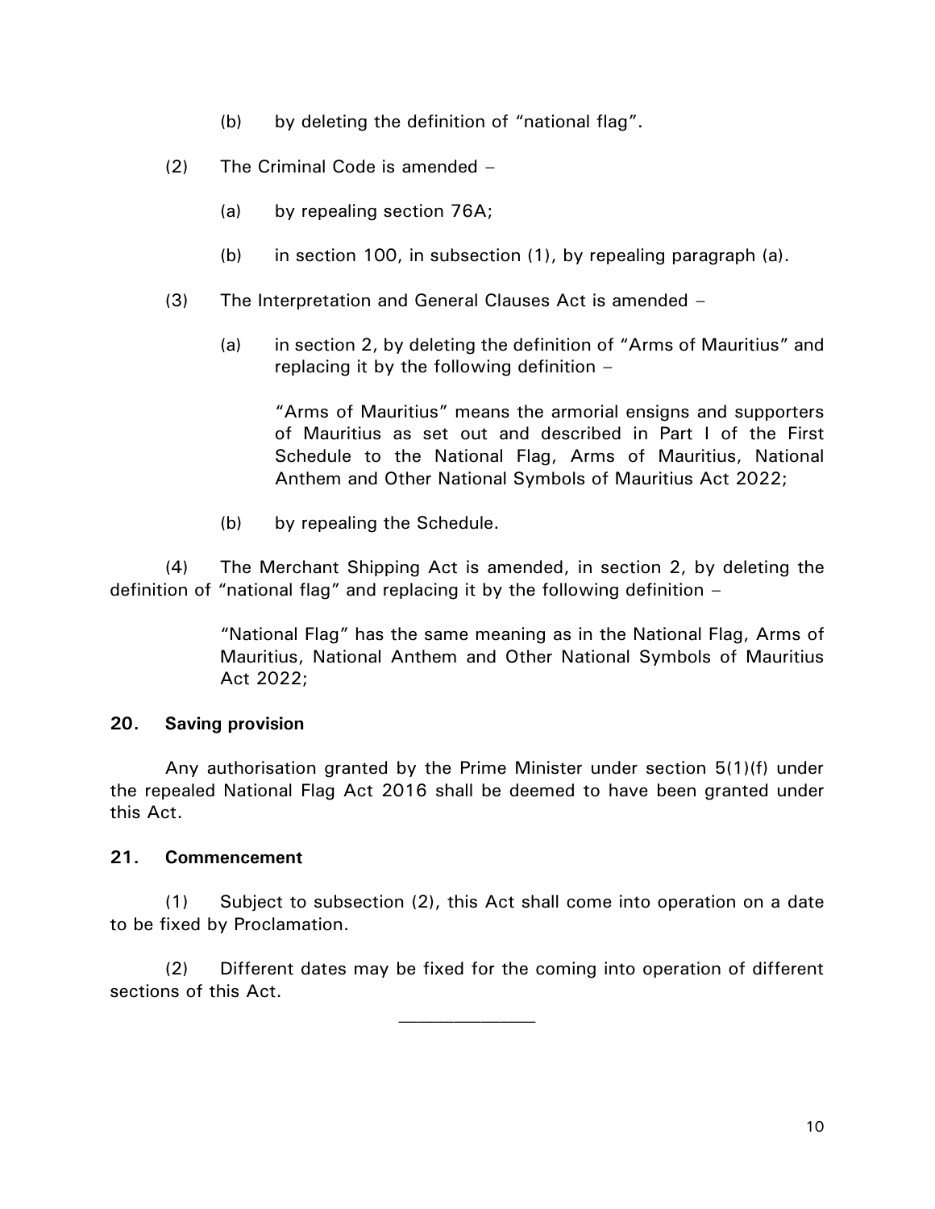(b) by deleting the definition of "national flag".

(2) The Criminal Code is amended –

(a) by repealing section 76A;

(b) in section 100, in subsection (1), by repealing paragraph (a).

(3) The Interpretation and General Clauses Act is amended –

(a) in section 2, by deleting the definition of "Arms of Mauritius" and replacing it by the following definition –

"Arms of Mauritius" means the armorial ensigns and supporters of Mauritius as set out and described in Part I of the First Schedule to the National Flag, Arms of Mauritius, National Anthem and Other National Symbols of Mauritius Act 2022;

(b) by repealing the Schedule.

(4) The Merchant Shipping Act is amended, in section 2, by deleting the definition of "national flag" and replacing it by the following definition –

"National Flag" has the same meaning as in the National Flag, Arms of Mauritius, National Anthem and Other National Symbols of Mauritius Act 2022;

**20. Saving provision**

Any authorisation granted by the Prime Minister under section 5(1)(f) under the repealed National Flag Act 2016 shall be deemed to have been granted under this Act.

**21. Commencement**

(1) Subject to subsection (2), this Act shall come into operation on a date to be fixed by Proclamation.

(2) Different dates may be fixed for the coming into operation of different sections of this Act.

---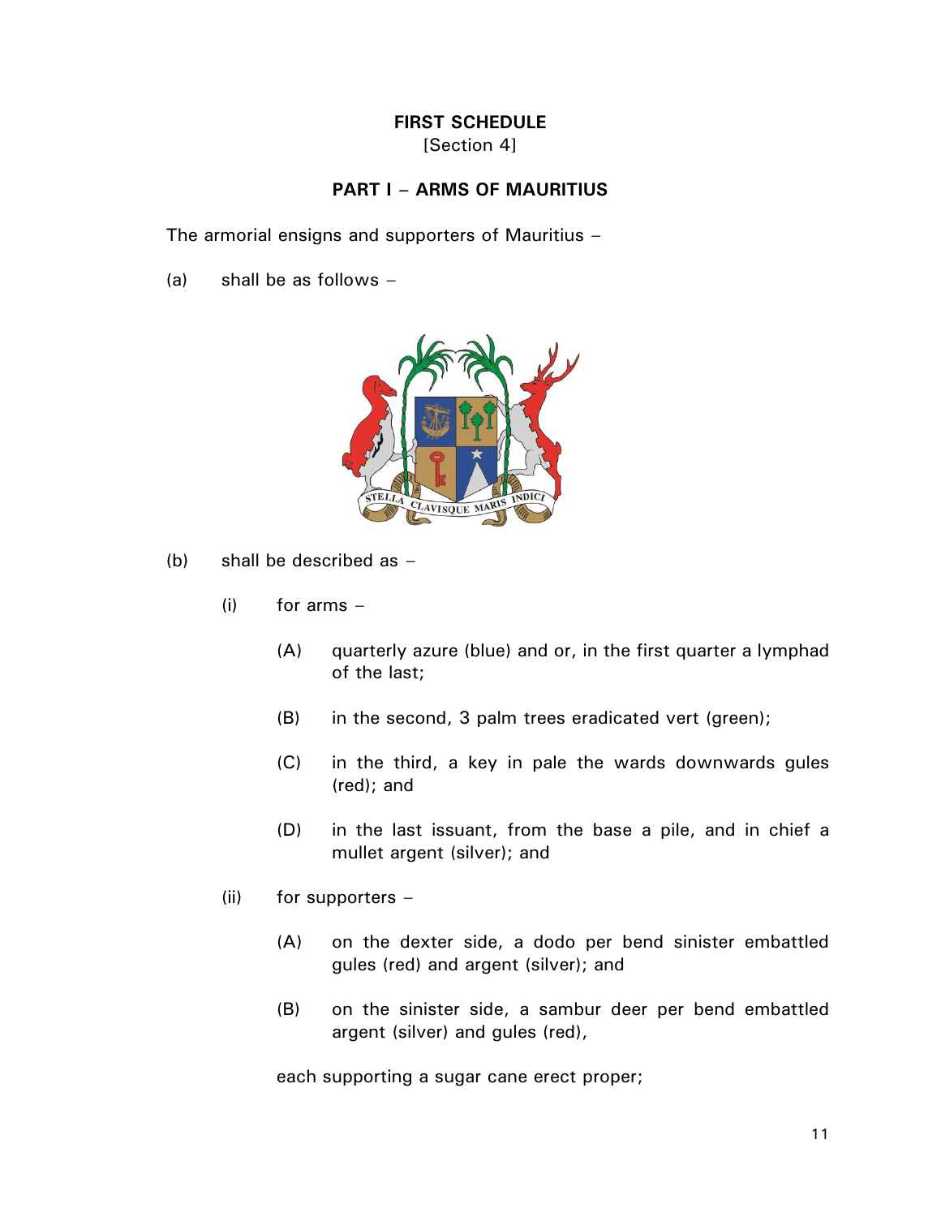**FIRST SCHEDULE**
[Section 4]

**PART I – ARMS OF MAURITIUS**

The armorial ensigns and supporters of Mauritius –

(a) shall be as follows –

(b) shall be described as –

(i) for arms –

(A) quarterly azure (blue) and or, in the first quarter a lymphad of the last;

(B) in the second, 3 palm trees eradicated vert (green);

(C) in the third, a key in pale the wards downwards gules (red); and

(D) in the last issuant, from the base a pile, and in chief a mullet argent (silver); and

(ii) for supporters –

(A) on the dexter side, a dodo per bend sinister embattled gules (red) and argent (silver); and

(B) on the sinister side, a sambur deer per bend embattled argent (silver) and gules (red),

each supporting a sugar cane erect proper;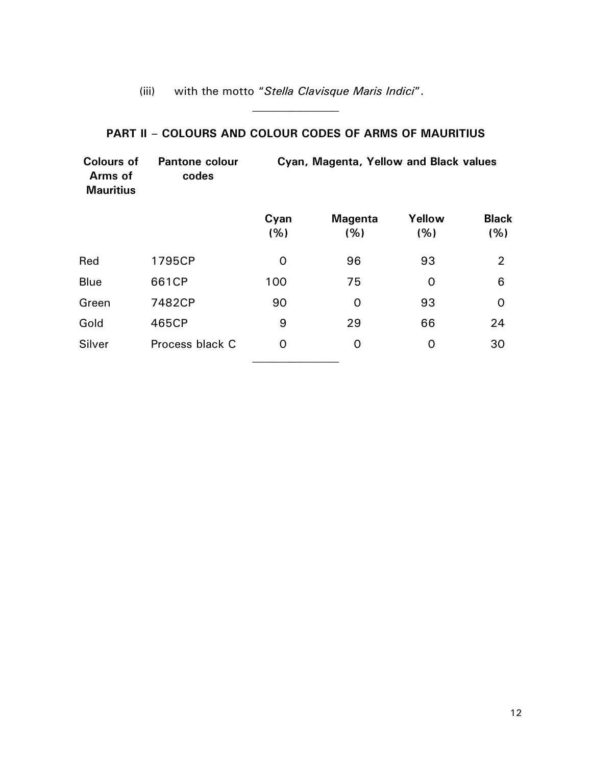(iii) with the motto "*Stella Clavisque Maris Indici*".

---

## PART II – COLOURS AND COLOUR CODES OF ARMS OF MAURITIUS

| Colours of Arms of Mauritius | Pantone colour codes | Cyan, Magenta, Yellow and Black values | | | |
|---|---|---|---|---|---|
| | | Cyan (%) | Magenta (%) | Yellow (%) | Black (%) |
| Red | 1795CP | 0 | 96 | 93 | 2 |
| Blue | 661CP | 100 | 75 | 0 | 6 |
| Green | 7482CP | 90 | 0 | 93 | 0 |
| Gold | 465CP | 9 | 29 | 66 | 24 |
| Silver | Process black C | 0 | 0 | 0 | 30 |

---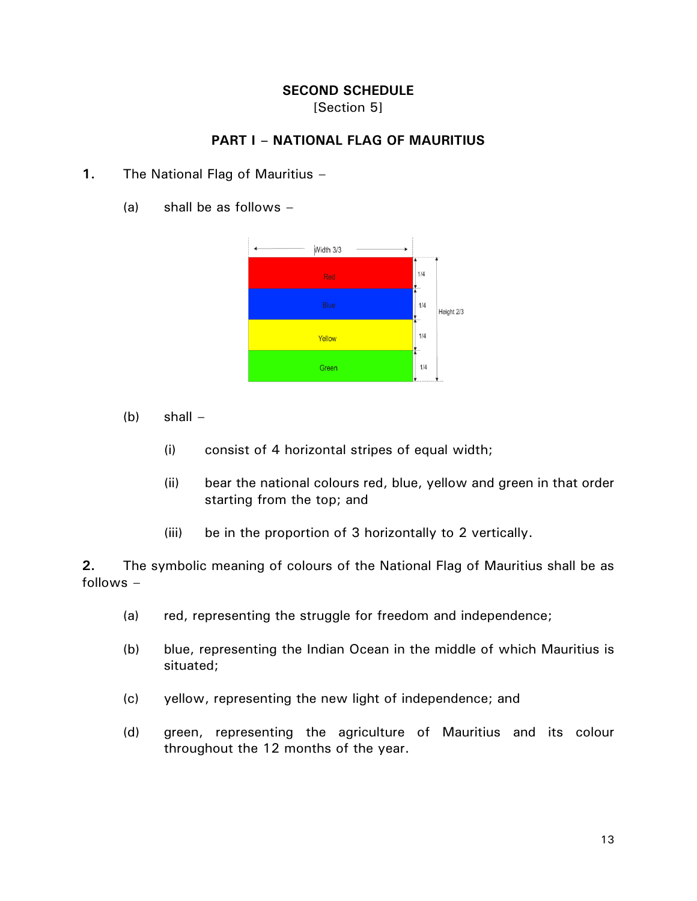## SECOND SCHEDULE

[Section 5]

### PART I – NATIONAL FLAG OF MAURITIUS

**1.** The National Flag of Mauritius –

(a) shall be as follows –

(b) shall –

(i) consist of 4 horizontal stripes of equal width;

(ii) bear the national colours red, blue, yellow and green in that order starting from the top; and

(iii) be in the proportion of 3 horizontally to 2 vertically.

**2.** The symbolic meaning of colours of the National Flag of Mauritius shall be as follows –

(a) red, representing the struggle for freedom and independence;

(b) blue, representing the Indian Ocean in the middle of which Mauritius is situated;

(c) yellow, representing the new light of independence; and

(d) green, representing the agriculture of Mauritius and its colour throughout the 12 months of the year.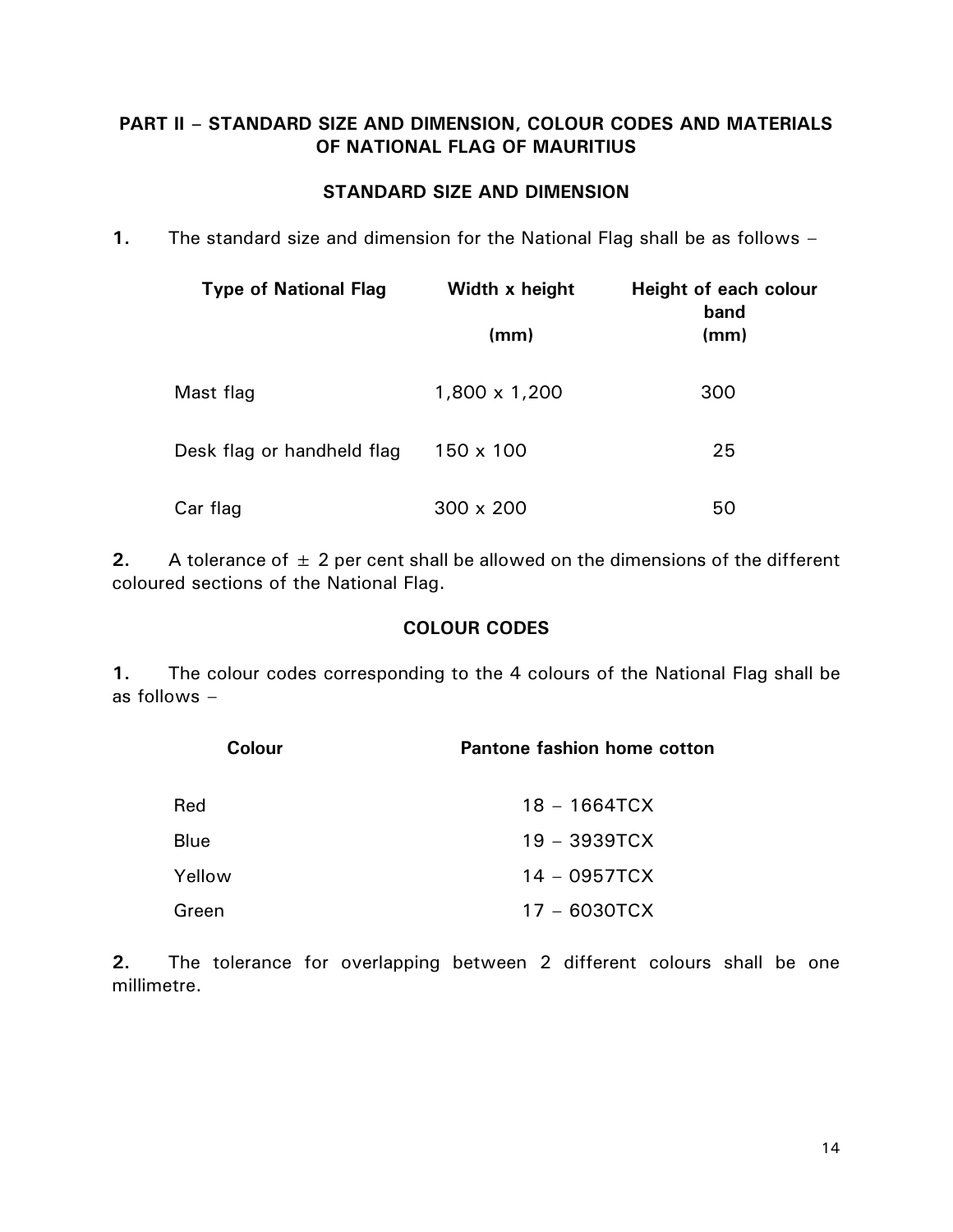## PART II – STANDARD SIZE AND DIMENSION, COLOUR CODES AND MATERIALS OF NATIONAL FLAG OF MAURITIUS

### STANDARD SIZE AND DIMENSION

**1.** The standard size and dimension for the National Flag shall be as follows –

| Type of National Flag | Width x height (mm) | Height of each colour band (mm) |
|---|---|---|
| Mast flag | 1,800 x 1,200 | 300 |
| Desk flag or handheld flag | 150 x 100 | 25 |
| Car flag | 300 x 200 | 50 |

**2.** A tolerance of ± 2 per cent shall be allowed on the dimensions of the different coloured sections of the National Flag.

### COLOUR CODES

**1.** The colour codes corresponding to the 4 colours of the National Flag shall be as follows –

| Colour | Pantone fashion home cotton |
|---|---|
| Red | 18 – 1664TCX |
| Blue | 19 – 3939TCX |
| Yellow | 14 – 0957TCX |
| Green | 17 – 6030TCX |

**2.** The tolerance for overlapping between 2 different colours shall be one millimetre.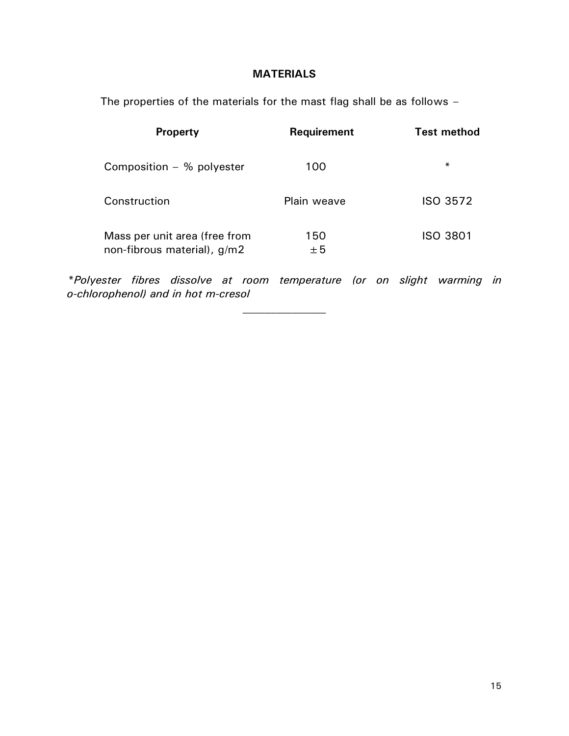## MATERIALS

The properties of the materials for the mast flag shall be as follows –

| Property | Requirement | Test method |
|---|---|---|
| Composition – % polyester | 100 | * |
| Construction | Plain weave | ISO 3572 |
| Mass per unit area (free from non-fibrous material), g/m2 | 150 ±5 | ISO 3801 |

*\*Polyester fibres dissolve at room temperature (or on slight warming in o-chlorophenol) and in hot m-cresol*

______________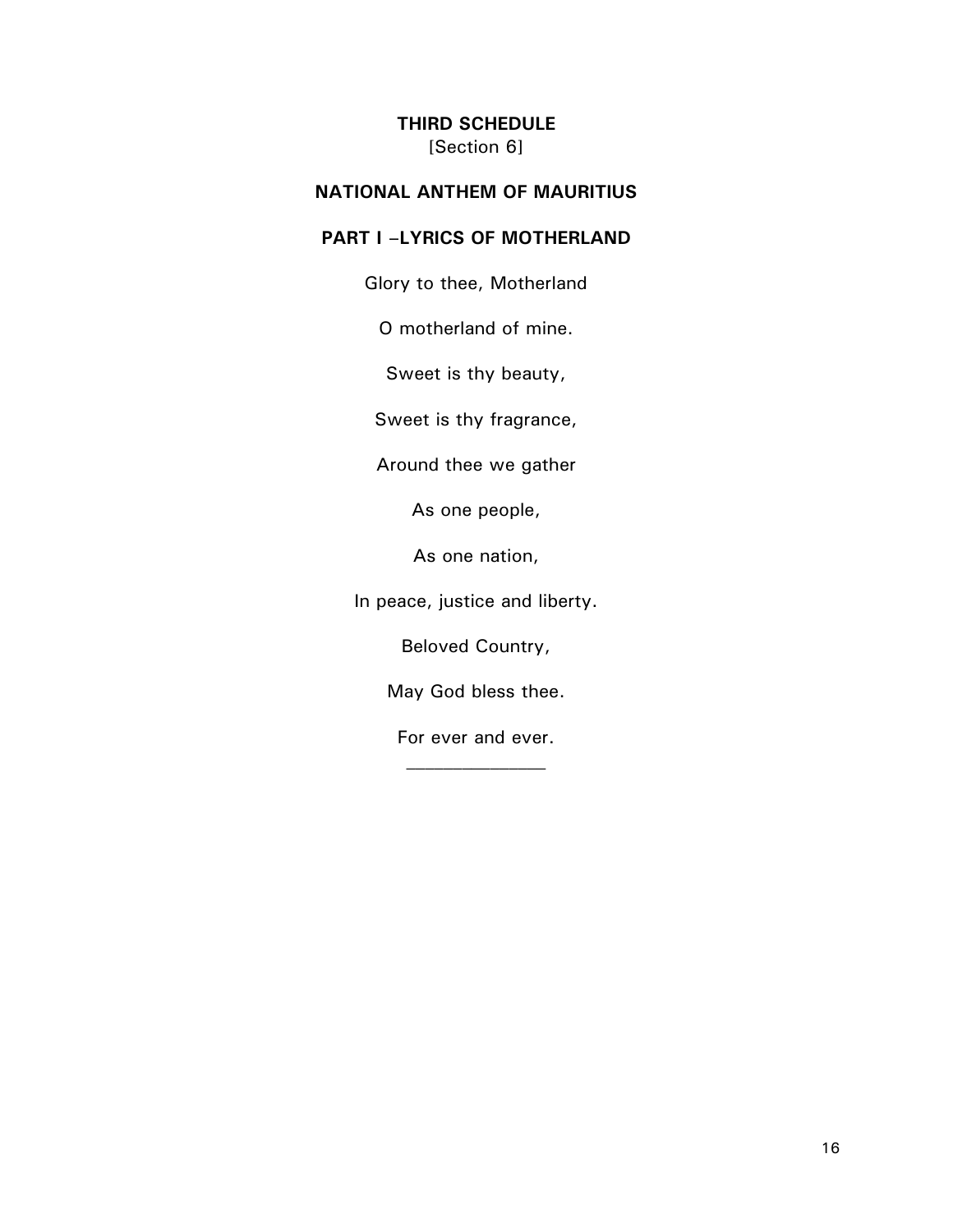**THIRD SCHEDULE**
[Section 6]

**NATIONAL ANTHEM OF MAURITIUS**

**PART I –LYRICS OF MOTHERLAND**

Glory to thee, Motherland

O motherland of mine.

Sweet is thy beauty,

Sweet is thy fragrance,

Around thee we gather

As one people,

As one nation,

In peace, justice and liberty.

Beloved Country,

May God bless thee.

For ever and ever.

---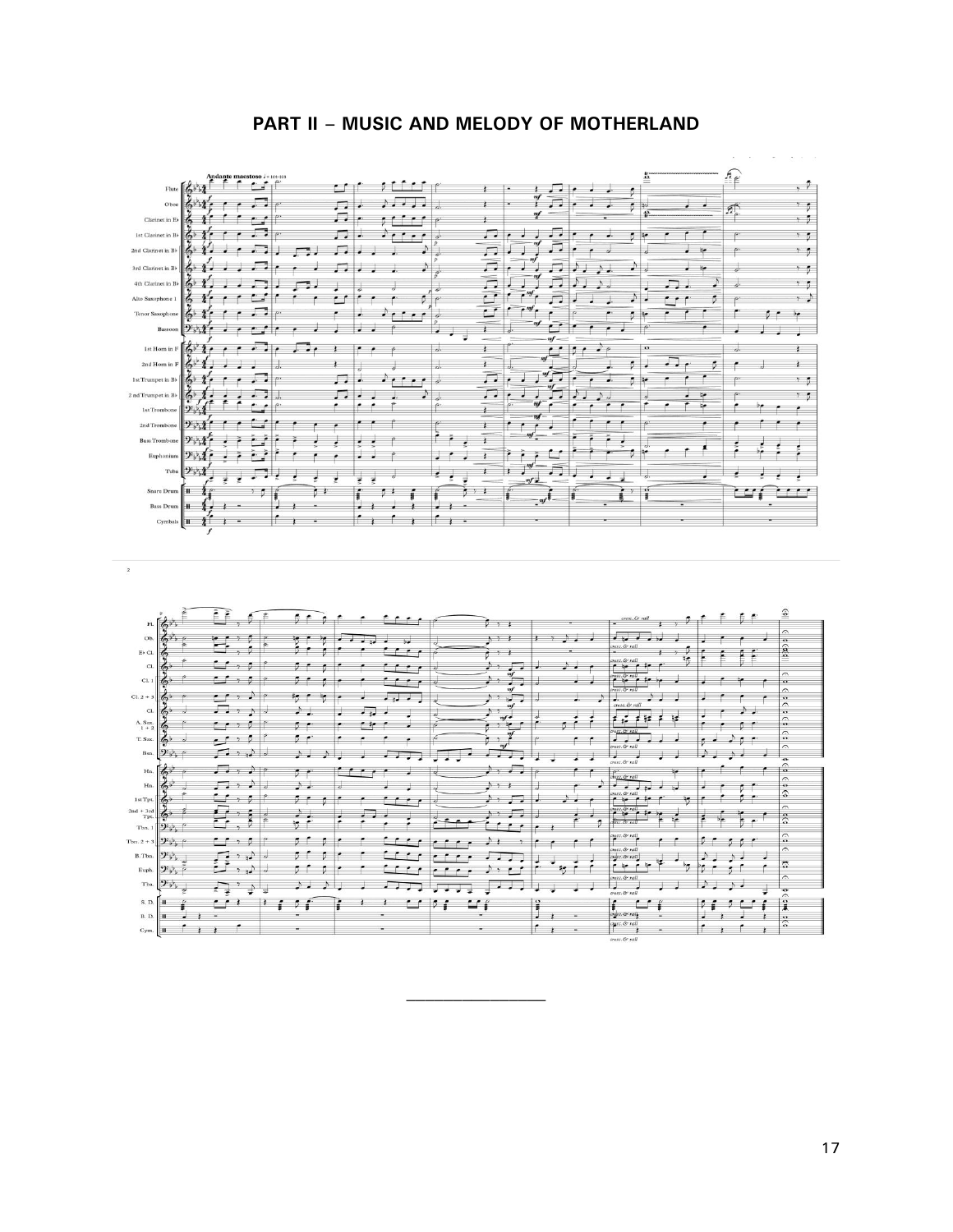## PART II – MUSIC AND MELODY OF MOTHERLAND